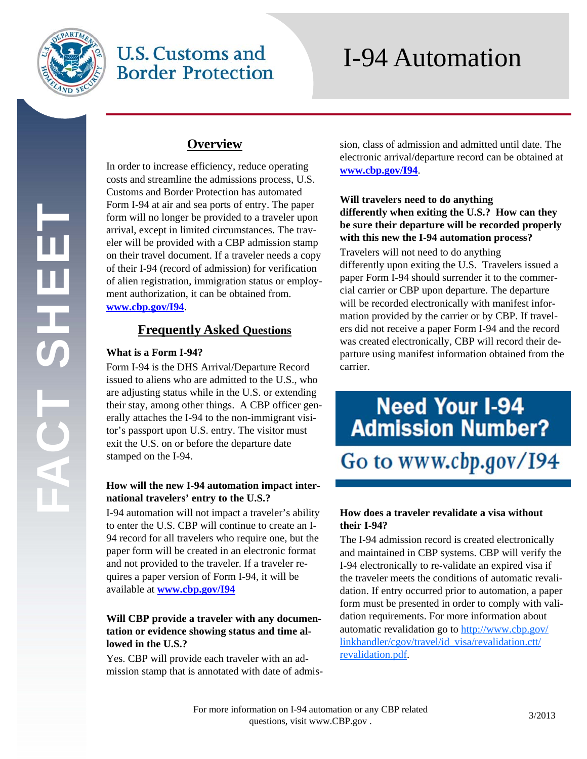# I-94 Automation

U.S. Customs and Border Protection

FACT SHEET

## Overview

In order to increase efficiency, reduce operating costs and streamline the admissions process, U.S. Customs and Border Protection has automated Form I-94 at air and sea ports of entry. The paper form will no longer be provided to a traveler upon arrival, except in limited circumstances. The traveler will be provided with a CBP admission stamp on their travel document. If a traveler needs a copy of their I-94 (record of admission) for verification of alien registration, immigration status or employment authorization, it can be obtained from. **www.cbp.gov/I94**.

## Frequently Asked Questions

**What is a Form I-94?**

Form I-94 is the DHS Arrival/Departure Record issued to aliens who are admitted to the U.S., who are adjusting status while in the U.S. or extending their stay, among other things. A CBP officer generally attaches the I-94 to the non-immigrant visitor's passport upon U.S. entry. The visitor must exit the U.S. on or before the departure date stamped on the I-94.

**How will the new I-94 automation impact international travelers' entry to the U.S.?**

I-94 automation will not impact a traveler's ability to enter the U.S. CBP will continue to create an I-94 record for all travelers who require one, but the paper form will be created in an electronic format and not provided to the traveler. If a traveler requires a paper version of Form I-94, it will be available at **www.cbp.gov/I94**

**Will CBP provide a traveler with any documentation or evidence showing status and time allowed in the U.S.?**

Yes. CBP will provide each traveler with an admission stamp that is annotated with date of admission, class of admission and admitted until date. The electronic arrival/departure record can be obtained at **www.cbp.gov/I94**.

**Will travelers need to do anything differently when exiting the U.S.? How can they be sure their departure will be recorded properly with this new the I-94 automation process?**

Travelers will not need to do anything differently upon exiting the U.S. Travelers issued a paper Form I-94 should surrender it to the commercial carrier or CBP upon departure. The departure will be recorded electronically with manifest information provided by the carrier or by CBP. If travelers did not receive a paper Form I-94 and the record was created electronically, CBP will record their departure using manifest information obtained from the carrier.

**Need Your I-94 Admission Number?**

**Go to www.cbp.gov/I94**

**How does a traveler revalidate a visa without their I-94?**

The I-94 admission record is created electronically and maintained in CBP systems. CBP will verify the I-94 electronically to re-validate an expired visa if the traveler meets the conditions of automatic revalidation. If entry occurred prior to automation, a paper form must be presented in order to comply with validation requirements. For more information about automatic revalidation go to http://www.cbp.gov/linkhandler/cgov/travel/id_visa/revalidation.ctt/revalidation.pdf.

For more information on I-94 automation or any CBP related questions, visit www.CBP.gov .

3/2013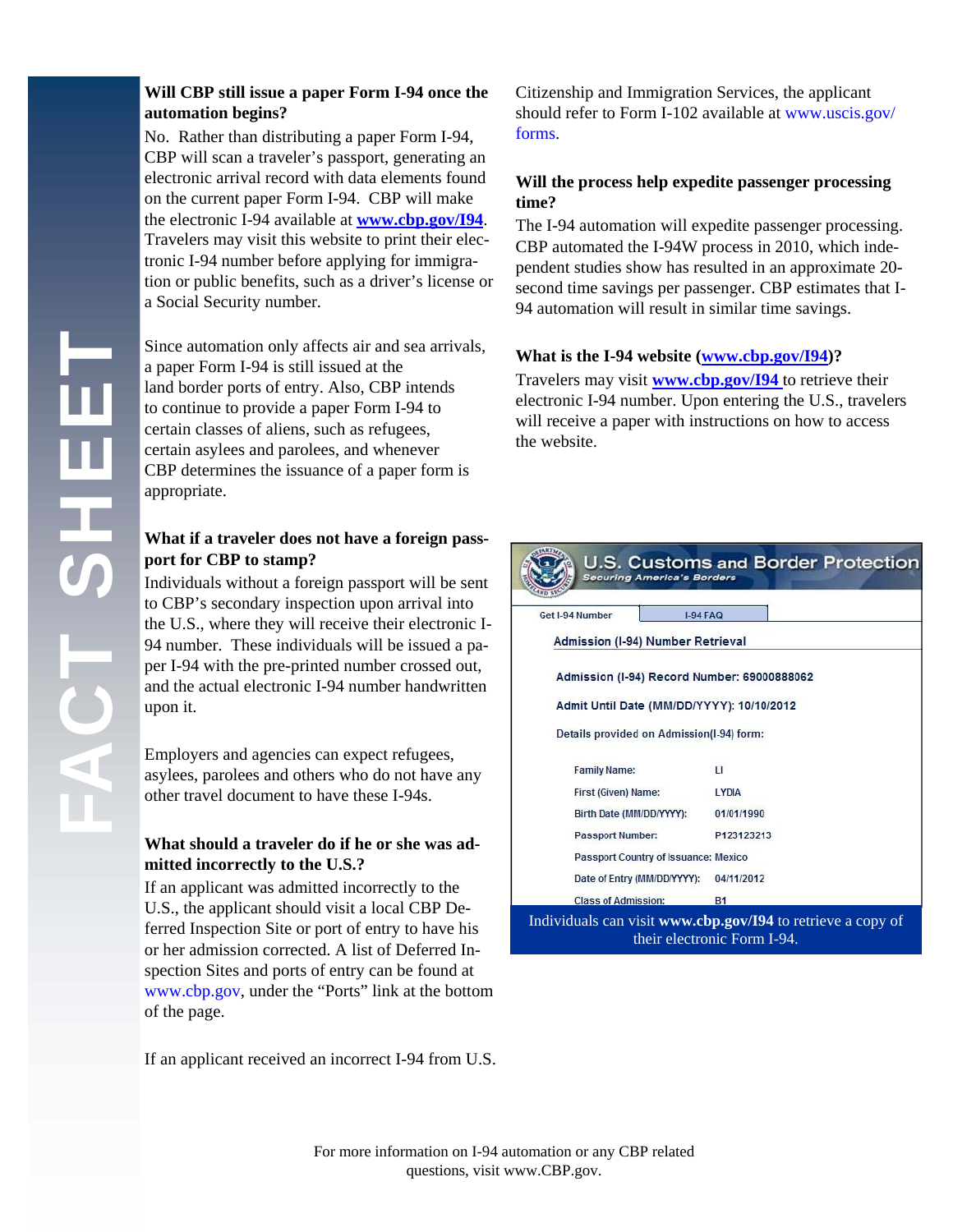FACT SHEET

**Will CBP still issue a paper Form I-94 once the automation begins?**

No. Rather than distributing a paper Form I-94, CBP will scan a traveler's passport, generating an electronic arrival record with data elements found on the current paper Form I-94. CBP will make the electronic I-94 available at **www.cbp.gov/I94**. Travelers may visit this website to print their electronic I-94 number before applying for immigration or public benefits, such as a driver's license or a Social Security number.

Since automation only affects air and sea arrivals, a paper Form I-94 is still issued at the land border ports of entry. Also, CBP intends to continue to provide a paper Form I-94 to certain classes of aliens, such as refugees, certain asylees and parolees, and whenever CBP determines the issuance of a paper form is appropriate.

**What if a traveler does not have a foreign passport for CBP to stamp?**

Individuals without a foreign passport will be sent to CBP's secondary inspection upon arrival into the U.S., where they will receive their electronic I-94 number. These individuals will be issued a paper I-94 with the pre-printed number crossed out, and the actual electronic I-94 number handwritten upon it.

Employers and agencies can expect refugees, asylees, parolees and others who do not have any other travel document to have these I-94s.

**What should a traveler do if he or she was admitted incorrectly to the U.S.?**

If an applicant was admitted incorrectly to the U.S., the applicant should visit a local CBP Deferred Inspection Site or port of entry to have his or her admission corrected. A list of Deferred Inspection Sites and ports of entry can be found at www.cbp.gov, under the "Ports" link at the bottom of the page.

If an applicant received an incorrect I-94 from U.S. Citizenship and Immigration Services, the applicant should refer to Form I-102 available at www.uscis.gov/forms.

**Will the process help expedite passenger processing time?**

The I-94 automation will expedite passenger processing. CBP automated the I-94W process in 2010, which independent studies show has resulted in an approximate 20-second time savings per passenger. CBP estimates that I-94 automation will result in similar time savings.

**What is the I-94 website (www.cbp.gov/I94)?**

Travelers may visit **www.cbp.gov/I94** to retrieve their electronic I-94 number. Upon entering the U.S., travelers will receive a paper with instructions on how to access the website.

U.S. Customs and Border Protection
Securing America's Borders

Get I-94 Number | I-94 FAQ

Admission (I-94) Number Retrieval

Admission (I-94) Record Number: 69000888062

Admit Until Date (MM/DD/YYYY): 10/10/2012

Details provided on Admission(I-94) form:

| | |
|---|---|
| Family Name: | LI |
| First (Given) Name: | LYDIA |
| Birth Date (MM/DD/YYYY): | 01/01/1990 |
| Passport Number: | P123123213 |
| Passport Country of Issuance: | Mexico |
| Date of Entry (MM/DD/YYYY): | 04/11/2012 |
| Class of Admission: | B1 |

Individuals can visit **www.cbp.gov/I94** to retrieve a copy of their electronic Form I-94.

For more information on I-94 automation or any CBP related questions, visit www.CBP.gov.